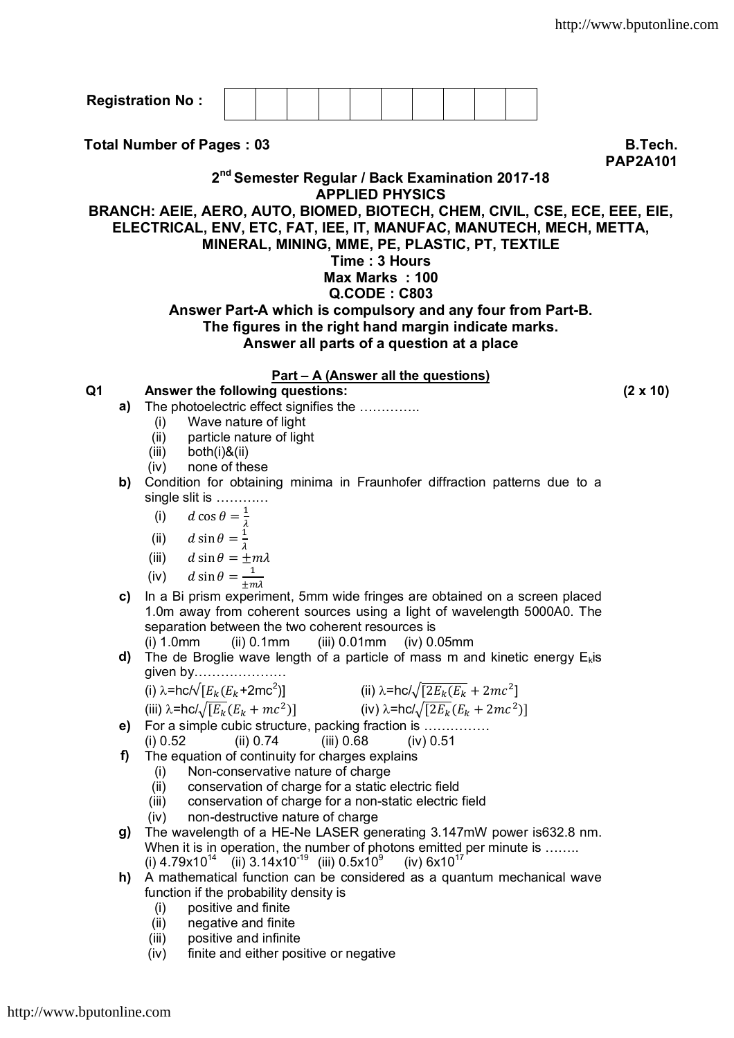**Registration No :** | | | | | | | | | | |

**Total Number of Pages : 03** **B.Tech.**

**PAP2A101**

**2nd Semester Regular / Back Examination 2017-18**

**APPLIED PHYSICS**

**BRANCH: AEIE, AERO, AUTO, BIOMED, BIOTECH, CHEM, CIVIL, CSE, ECE, EEE, EIE, ELECTRICAL, ENV, ETC, FAT, IEE, IT, MANUFAC, MANUTECH, MECH, METTA, MINERAL, MINING, MME, PE, PLASTIC, PT, TEXTILE**

**Time : 3 Hours**

**Max Marks : 100**

**Q.CODE : C803**

**Answer Part-A which is compulsory and any four from Part-B.**

**The figures in the right hand margin indicate marks.**

**Answer all parts of a question at a place**

**Part – A (Answer all the questions)**

**Q1 Answer the following questions: (2 x 10)**

**a)** The photoelectric effect signifies the …………..
 (i) Wave nature of light
 (ii) particle nature of light
 (iii) both(i)&(ii)
 (iv) none of these

**b)** Condition for obtaining minima in Fraunhofer diffraction patterns due to a single slit is ………..
 (i) $d\cos\theta = \frac{1}{\lambda}$
 (ii) $d\sin\theta = \frac{1}{\lambda}$
 (iii) $d\sin\theta = \pm m\lambda$
 (iv) $d\sin\theta = \frac{1}{\pm m\lambda}$

**c)** In a Bi prism experiment, 5mm wide fringes are obtained on a screen placed 1.0m away from coherent sources using a light of wavelength 5000A0. The separation between the two coherent resources is
 (i) 1.0mm (ii) 0.1mm (iii) 0.01mm (iv) 0.05mm

**d)** The de Broglie wave length of a particle of mass m and kinetic energy $E_k$ is given by…………………
 (i) $\lambda = hc/\sqrt{[E_k(E_k + 2mc^2)]}$ (ii) $\lambda = hc/\sqrt{[2E_k(E_k + 2mc^2]}$
 (iii) $\lambda = hc/\sqrt{[E_k}(E_k + mc^2)]$ (iv) $\lambda = hc/\sqrt{[2E_k}(E_k + 2mc^2)]$

**e)** For a simple cubic structure, packing fraction is ……………
 (i) 0.52 (ii) 0.74 (iii) 0.68 (iv) 0.51

**f)** The equation of continuity for charges explains
 (i) Non-conservative nature of charge
 (ii) conservation of charge for a static electric field
 (iii) conservation of charge for a non-static electric field
 (iv) non-destructive nature of charge

**g)** The wavelength of a HE-Ne LASER generating 3.147mW power is632.8 nm. When it is in operation, the number of photons emitted per minute is ……..
 (i) $4.79\times10^{14}$ (ii) $3.14\times10^{-19}$ (iii) $0.5\times10^{9}$ (iv) $6\times10^{17}$

**h)** A mathematical function can be considered as a quantum mechanical wave function if the probability density is
 (i) positive and finite
 (ii) negative and finite
 (iii) positive and infinite
 (iv) finite and either positive or negative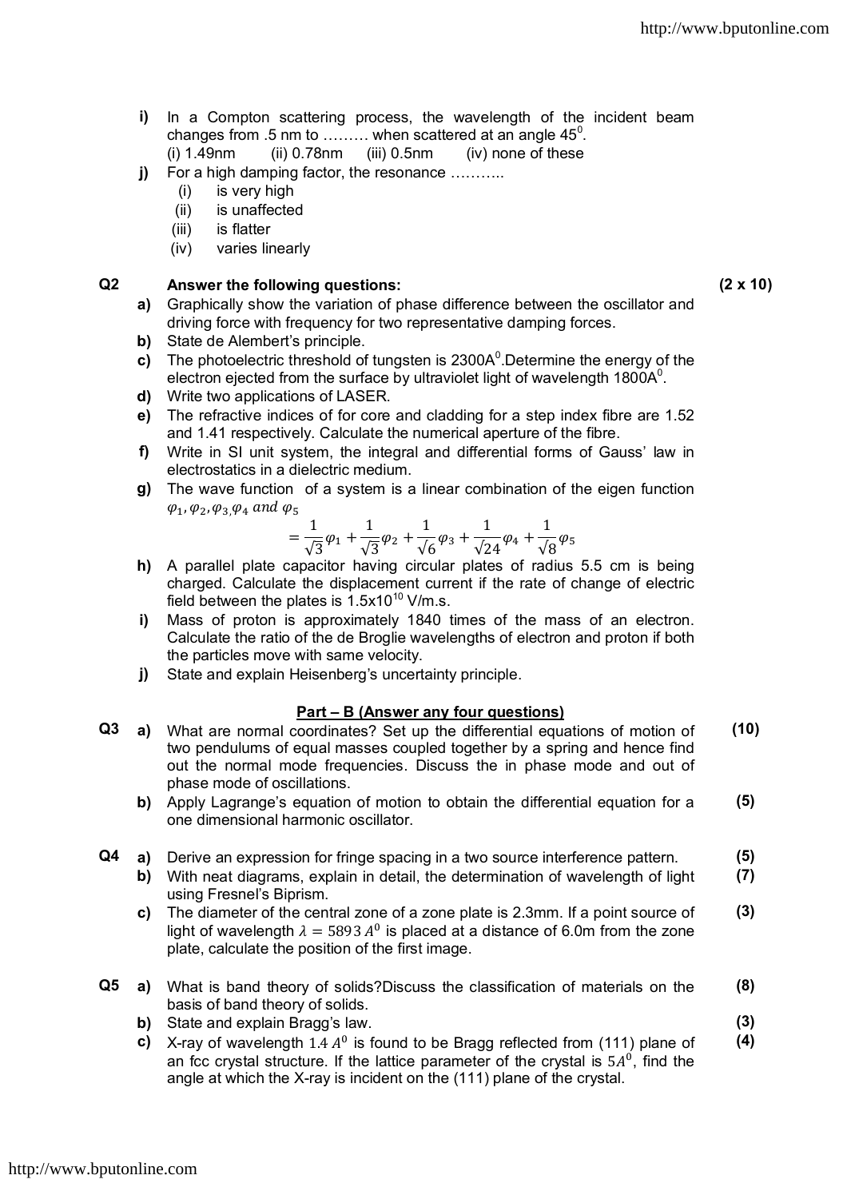**i)** In a Compton scattering process, the wavelength of the incident beam changes from .5 nm to ……… when scattered at an angle $45^0$.
(i) 1.49nm (ii) 0.78nm (iii) 0.5nm (iv) none of these

**j)** For a high damping factor, the resonance ………..
- (i) is very high
- (ii) is unaffected
- (iii) is flatter
- (iv) varies linearly

**Q2 Answer the following questions: (2 x 10)**

**a)** Graphically show the variation of phase difference between the oscillator and driving force with frequency for two representative damping forces.

**b)** State de Alembert's principle.

**c)** The photoelectric threshold of tungsten is $2300A^0$. Determine the energy of the electron ejected from the surface by ultraviolet light of wavelength $1800A^0$.

**d)** Write two applications of LASER.

**e)** The refractive indices of for core and cladding for a step index fibre are 1.52 and 1.41 respectively. Calculate the numerical aperture of the fibre.

**f)** Write in SI unit system, the integral and differential forms of Gauss' law in electrostatics in a dielectric medium.

**g)** The wave function of a system is a linear combination of the eigen function $\varphi_1, \varphi_2, \varphi_3, \varphi_4$ and $\varphi_5$

$$= \frac{1}{\sqrt{3}}\varphi_1 + \frac{1}{\sqrt{3}}\varphi_2 + \frac{1}{\sqrt{6}}\varphi_3 + \frac{1}{\sqrt{24}}\varphi_4 + \frac{1}{\sqrt{8}}\varphi_5$$

**h)** A parallel plate capacitor having circular plates of radius 5.5 cm is being charged. Calculate the displacement current if the rate of change of electric field between the plates is $1.5 \times 10^{10}$ V/m.s.

**i)** Mass of proton is approximately 1840 times of the mass of an electron. Calculate the ratio of the de Broglie wavelengths of electron and proton if both the particles move with same velocity.

**j)** State and explain Heisenberg's uncertainty principle.

## Part – B (Answer any four questions)

**Q3 a)** What are normal coordinates? Set up the differential equations of motion of two pendulums of equal masses coupled together by a spring and hence find out the normal mode frequencies. Discuss the in phase mode and out of phase mode of oscillations. **(10)**

**b)** Apply Lagrange's equation of motion to obtain the differential equation for a one dimensional harmonic oscillator. **(5)**

**Q4 a)** Derive an expression for fringe spacing in a two source interference pattern. **(5)**

**b)** With neat diagrams, explain in detail, the determination of wavelength of light using Fresnel's Biprism. **(7)**

**c)** The diameter of the central zone of a zone plate is 2.3mm. If a point source of light of wavelength $\lambda = 5893\,A^0$ is placed at a distance of 6.0m from the zone plate, calculate the position of the first image. **(3)**

**Q5 a)** What is band theory of solids? Discuss the classification of materials on the basis of band theory of solids. **(8)**

**b)** State and explain Bragg's law. **(3)**

**c)** X-ray of wavelength $1.4\,A^0$ is found to be Bragg reflected from (111) plane of an fcc crystal structure. If the lattice parameter of the crystal is $5A^0$, find the angle at which the X-ray is incident on the (111) plane of the crystal. **(4)**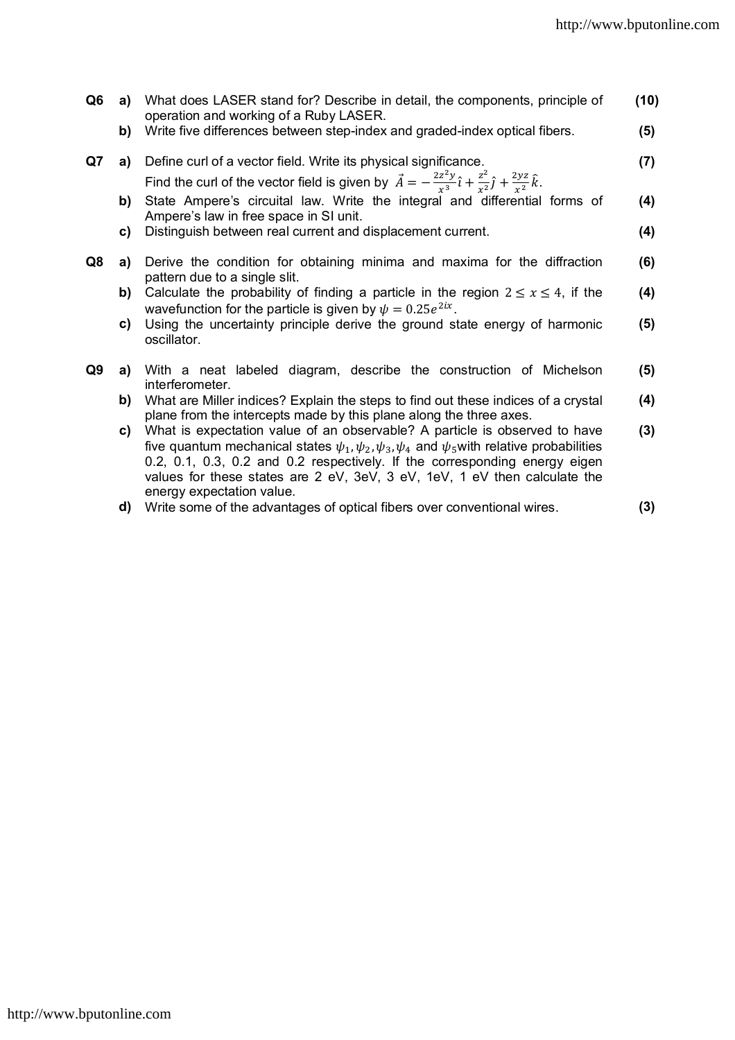**Q6** **a)** What does LASER stand for? Describe in detail, the components, principle of operation and working of a Ruby LASER. **(10)**

**b)** Write five differences between step-index and graded-index optical fibers. **(5)**

**Q7** **a)** Define curl of a vector field. Write its physical significance. **(7)**
Find the curl of the vector field is given by $\vec{A} = -\frac{2z^2y}{x^3}\hat{\imath} + \frac{z^2}{x^2}\hat{\jmath} + \frac{2yz}{x^2}\hat{k}$.

**b)** State Ampere's circuital law. Write the integral and differential forms of Ampere's law in free space in SI unit. **(4)**

**c)** Distinguish between real current and displacement current. **(4)**

**Q8** **a)** Derive the condition for obtaining minima and maxima for the diffraction pattern due to a single slit. **(6)**

**b)** Calculate the probability of finding a particle in the region $2 \leq x \leq 4$, if the wavefunction for the particle is given by $\psi = 0.25e^{2ix}$. **(4)**

**c)** Using the uncertainty principle derive the ground state energy of harmonic oscillator. **(5)**

**Q9** **a)** With a neat labeled diagram, describe the construction of Michelson interferometer. **(5)**

**b)** What are Miller indices? Explain the steps to find out these indices of a crystal plane from the intercepts made by this plane along the three axes. **(4)**

**c)** What is expectation value of an observable? A particle is observed to have five quantum mechanical states $\psi_1, \psi_2, \psi_3, \psi_4$ and $\psi_5$with relative probabilities 0.2, 0.1, 0.3, 0.2 and 0.2 respectively. If the corresponding energy eigen values for these states are 2 eV, 3eV, 3 eV, 1eV, 1 eV then calculate the energy expectation value. **(3)**

**d)** Write some of the advantages of optical fibers over conventional wires. **(3)**